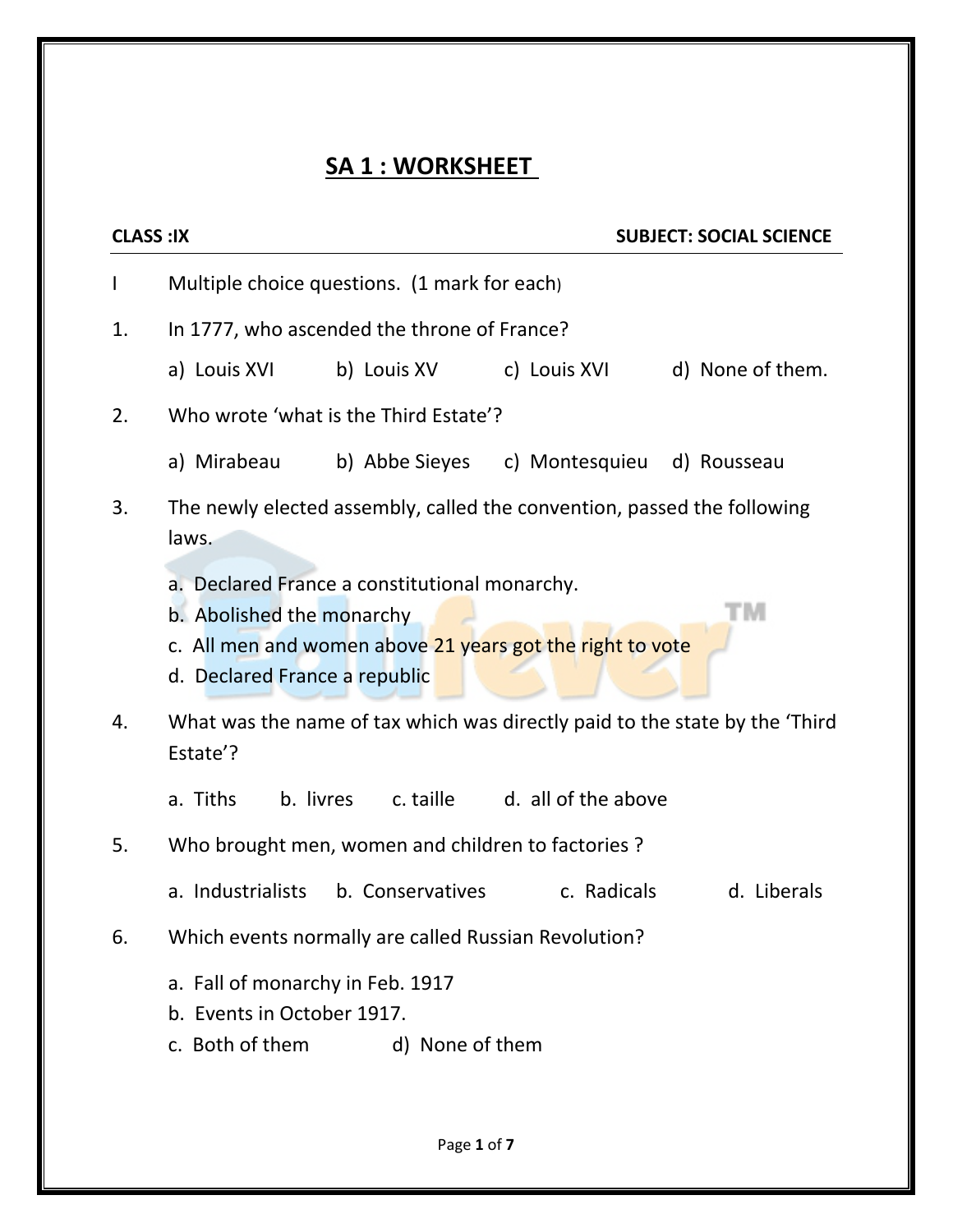# SA 1 : WORKSHEET

**CLASS :IX** **SUBJECT: SOCIAL SCIENCE**

I Multiple choice questions. (1 mark for each)

1. In 1777, who ascended the throne of France?

   a) Louis XVI b) Louis XV c) Louis XVI d) None of them.

2. Who wrote 'what is the Third Estate'?

   a) Mirabeau b) Abbe Sieyes c) Montesquieu d) Rousseau

3. The newly elected assembly, called the convention, passed the following laws.

   a. Declared France a constitutional monarchy.
   b. Abolished the monarchy
   c. All men and women above 21 years got the right to vote
   d. Declared France a republic

4. What was the name of tax which was directly paid to the state by the 'Third Estate'?

   a. Tiths b. livres c. taille d. all of the above

5. Who brought men, women and children to factories ?

   a. Industrialists b. Conservatives c. Radicals d. Liberals

6. Which events normally are called Russian Revolution?

   a. Fall of monarchy in Feb. 1917
   b. Events in October 1917.
   c. Both of them d) None of them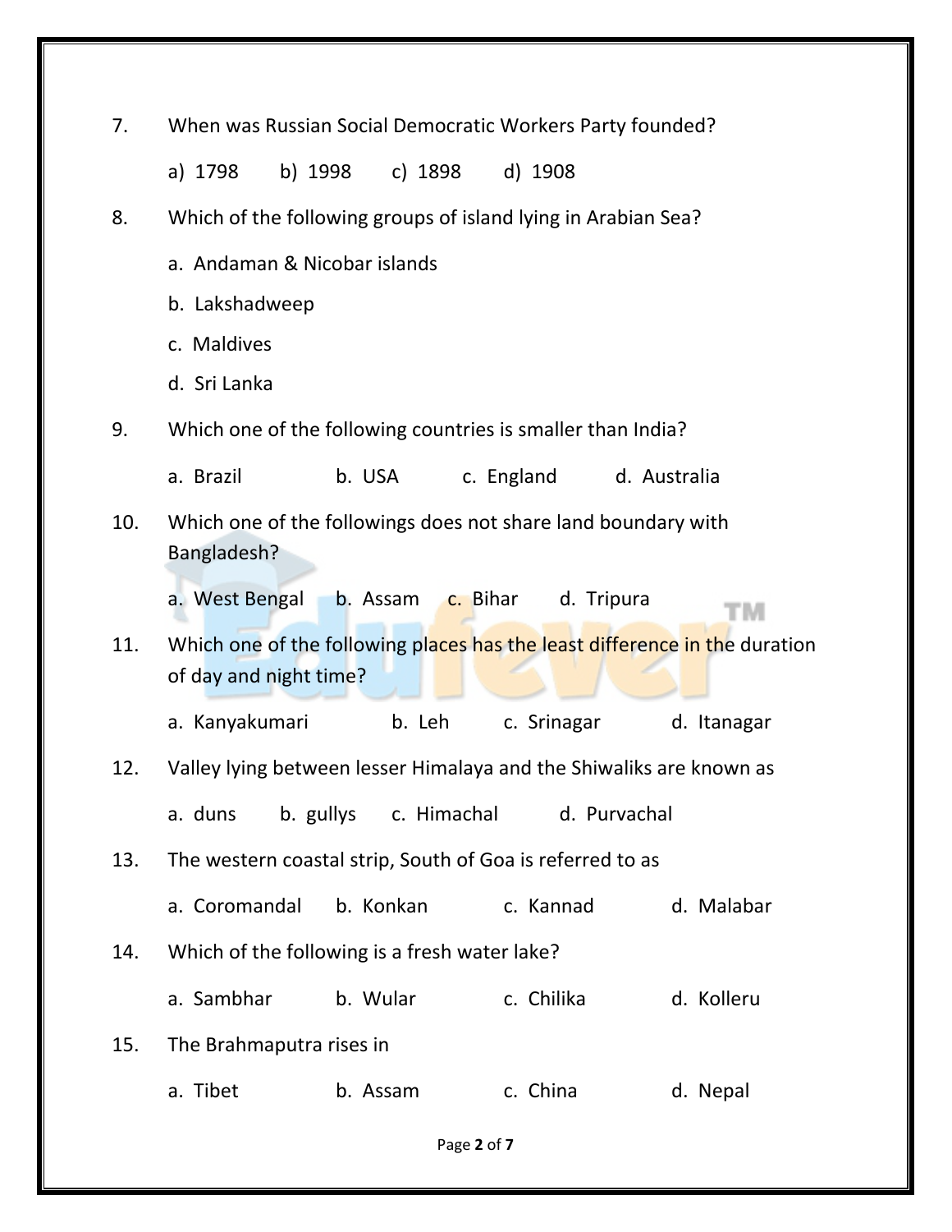7. When was Russian Social Democratic Workers Party founded?

   a) 1798 b) 1998 c) 1898 d) 1908

8. Which of the following groups of island lying in Arabian Sea?

   a. Andaman & Nicobar islands

   b. Lakshadweep

   c. Maldives

   d. Sri Lanka

9. Which one of the following countries is smaller than India?

   a. Brazil b. USA c. England d. Australia

10. Which one of the followings does not share land boundary with Bangladesh?

    a. West Bengal b. Assam c. Bihar d. Tripura

11. Which one of the following places has the least difference in the duration of day and night time?

    a. Kanyakumari b. Leh c. Srinagar d. Itanagar

12. Valley lying between lesser Himalaya and the Shiwaliks are known as

    a. duns b. gullys c. Himachal d. Purvachal

13. The western coastal strip, South of Goa is referred to as

    a. Coromandal b. Konkan c. Kannad d. Malabar

14. Which of the following is a fresh water lake?

    a. Sambhar b. Wular c. Chilika d. Kolleru

15. The Brahmaputra rises in

    a. Tibet b. Assam c. China d. Nepal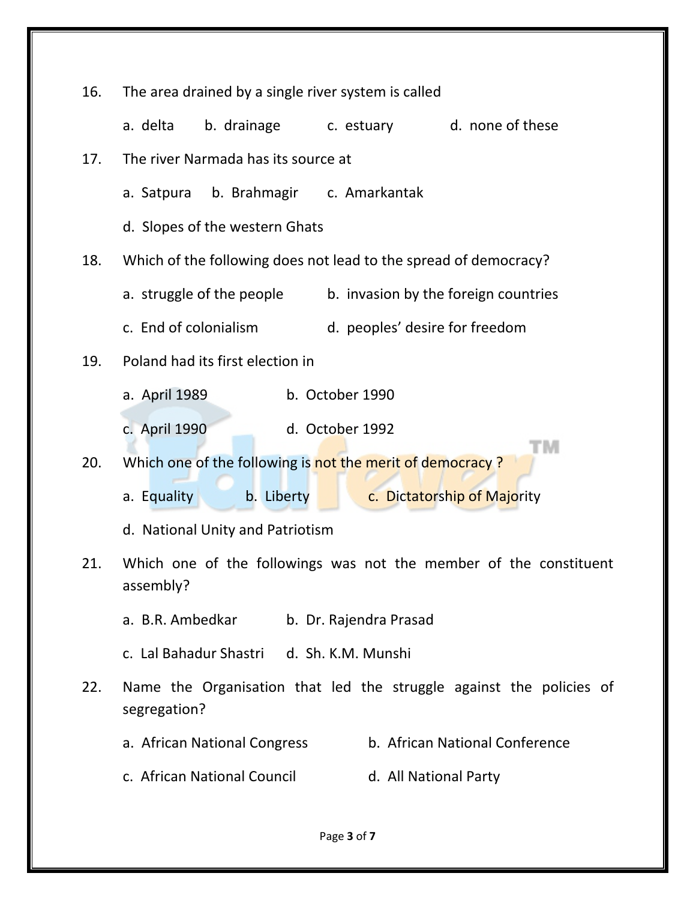16. The area drained by a single river system is called

    a. delta b. drainage c. estuary d. none of these

17. The river Narmada has its source at

    a. Satpura b. Brahmagir c. Amarkantak

    d. Slopes of the western Ghats

18. Which of the following does not lead to the spread of democracy?

    a. struggle of the people b. invasion by the foreign countries

    c. End of colonialism d. peoples' desire for freedom

19. Poland had its first election in

    a. April 1989 b. October 1990

    c. April 1990 d. October 1992

20. Which one of the following is not the merit of democracy ?

    a. Equality b. Liberty c. Dictatorship of Majority

    d. National Unity and Patriotism

21. Which one of the followings was not the member of the constituent assembly?

    a. B.R. Ambedkar b. Dr. Rajendra Prasad

    c. Lal Bahadur Shastri d. Sh. K.M. Munshi

22. Name the Organisation that led the struggle against the policies of segregation?

    a. African National Congress b. African National Conference

    c. African National Council d. All National Party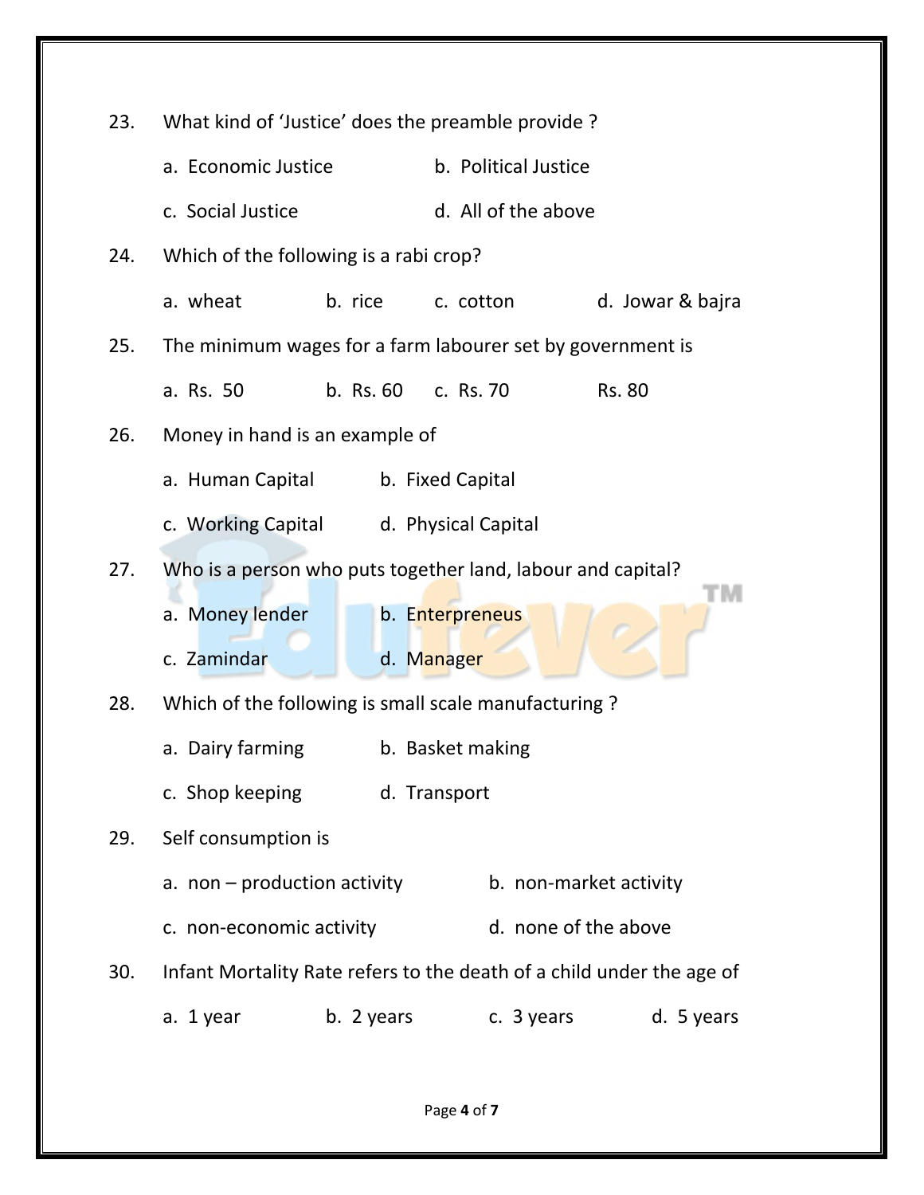23. What kind of 'Justice' does the preamble provide ?

    a. Economic Justice  b. Political Justice

    c. Social Justice  d. All of the above

24. Which of the following is a rabi crop?

    a. wheat  b. rice  c. cotton  d. Jowar & bajra

25. The minimum wages for a farm labourer set by government is

    a. Rs. 50  b. Rs. 60  c. Rs. 70  Rs. 80

26. Money in hand is an example of

    a. Human Capital  b. Fixed Capital

    c. Working Capital  d. Physical Capital

27. Who is a person who puts together land, labour and capital?

    a. Money lender  b. Enterpreneus

    c. Zamindar  d. Manager

28. Which of the following is small scale manufacturing ?

    a. Dairy farming  b. Basket making

    c. Shop keeping  d. Transport

29. Self consumption is

    a. non – production activity  b. non-market activity

    c. non-economic activity  d. none of the above

30. Infant Mortality Rate refers to the death of a child under the age of

    a. 1 year  b. 2 years  c. 3 years  d. 5 years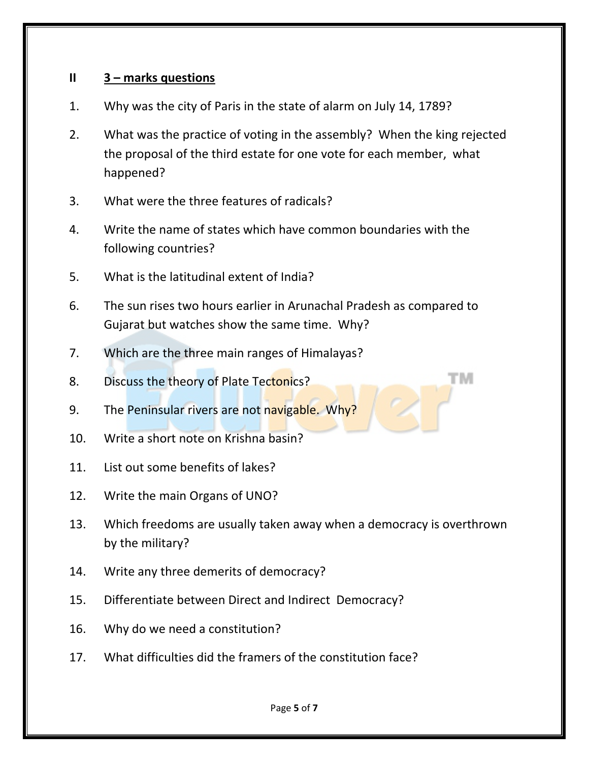## II 3 – marks questions

1. Why was the city of Paris in the state of alarm on July 14, 1789?
2. What was the practice of voting in the assembly? When the king rejected the proposal of the third estate for one vote for each member, what happened?
3. What were the three features of radicals?
4. Write the name of states which have common boundaries with the following countries?
5. What is the latitudinal extent of India?
6. The sun rises two hours earlier in Arunachal Pradesh as compared to Gujarat but watches show the same time. Why?
7. Which are the three main ranges of Himalayas?
8. Discuss the theory of Plate Tectonics?
9. The Peninsular rivers are not navigable. Why?
10. Write a short note on Krishna basin?
11. List out some benefits of lakes?
12. Write the main Organs of UNO?
13. Which freedoms are usually taken away when a democracy is overthrown by the military?
14. Write any three demerits of democracy?
15. Differentiate between Direct and Indirect Democracy?
16. Why do we need a constitution?
17. What difficulties did the framers of the constitution face?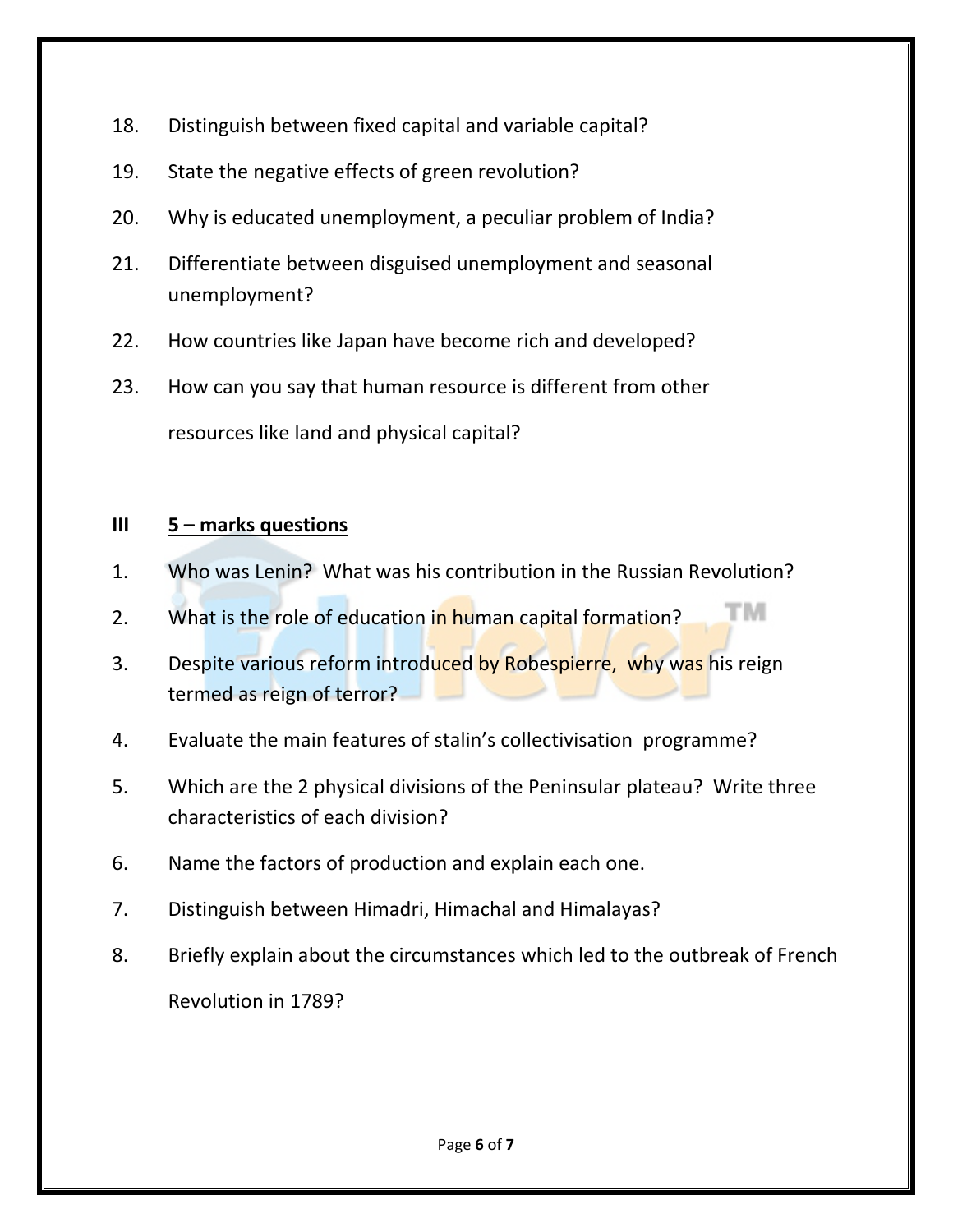18. Distinguish between fixed capital and variable capital?

19. State the negative effects of green revolution?

20. Why is educated unemployment, a peculiar problem of India?

21. Differentiate between disguised unemployment and seasonal unemployment?

22. How countries like Japan have become rich and developed?

23. How can you say that human resource is different from other resources like land and physical capital?

## III <u>5 – marks questions</u>

1. Who was Lenin? What was his contribution in the Russian Revolution?

2. What is the role of education in human capital formation?

3. Despite various reform introduced by Robespierre, why was his reign termed as reign of terror?

4. Evaluate the main features of stalin's collectivisation programme?

5. Which are the 2 physical divisions of the Peninsular plateau? Write three characteristics of each division?

6. Name the factors of production and explain each one.

7. Distinguish between Himadri, Himachal and Himalayas?

8. Briefly explain about the circumstances which led to the outbreak of French Revolution in 1789?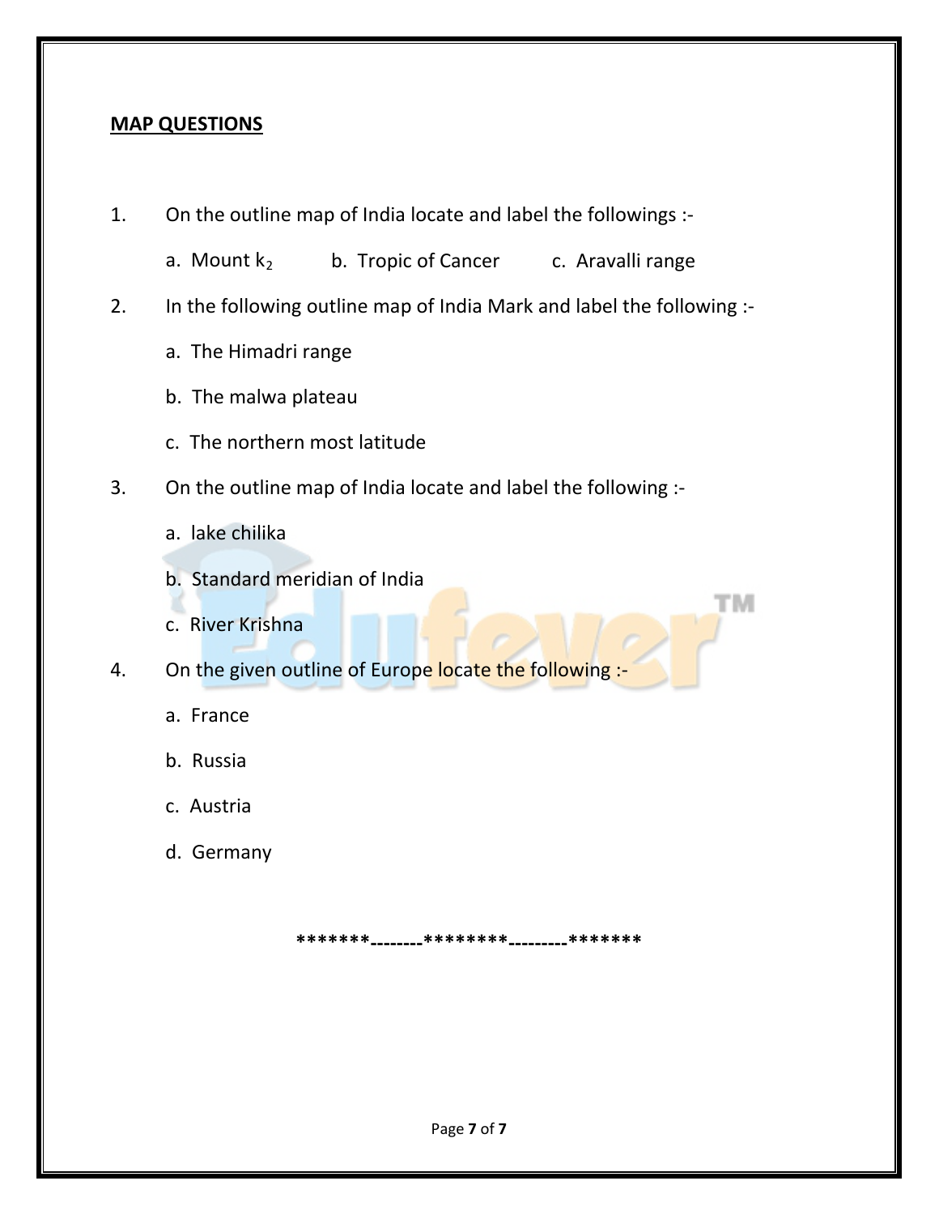**MAP QUESTIONS**

1. On the outline map of India locate and label the followings :-

   a. Mount $k_2$  b. Tropic of Cancer  c. Aravalli range

2. In the following outline map of India Mark and label the following :-

   a. The Himadri range

   b. The malwa plateau

   c. The northern most latitude

3. On the outline map of India locate and label the following :-

   a. lake chilika

   b. Standard meridian of India

   c. River Krishna

4. On the given outline of Europe locate the following :-

   a. France

   b. Russia

   c. Austria

   d. Germany

**\*\*\*\*\*\*\*--------\*\*\*\*\*\*\*\*---------\*\*\*\*\*\*\***